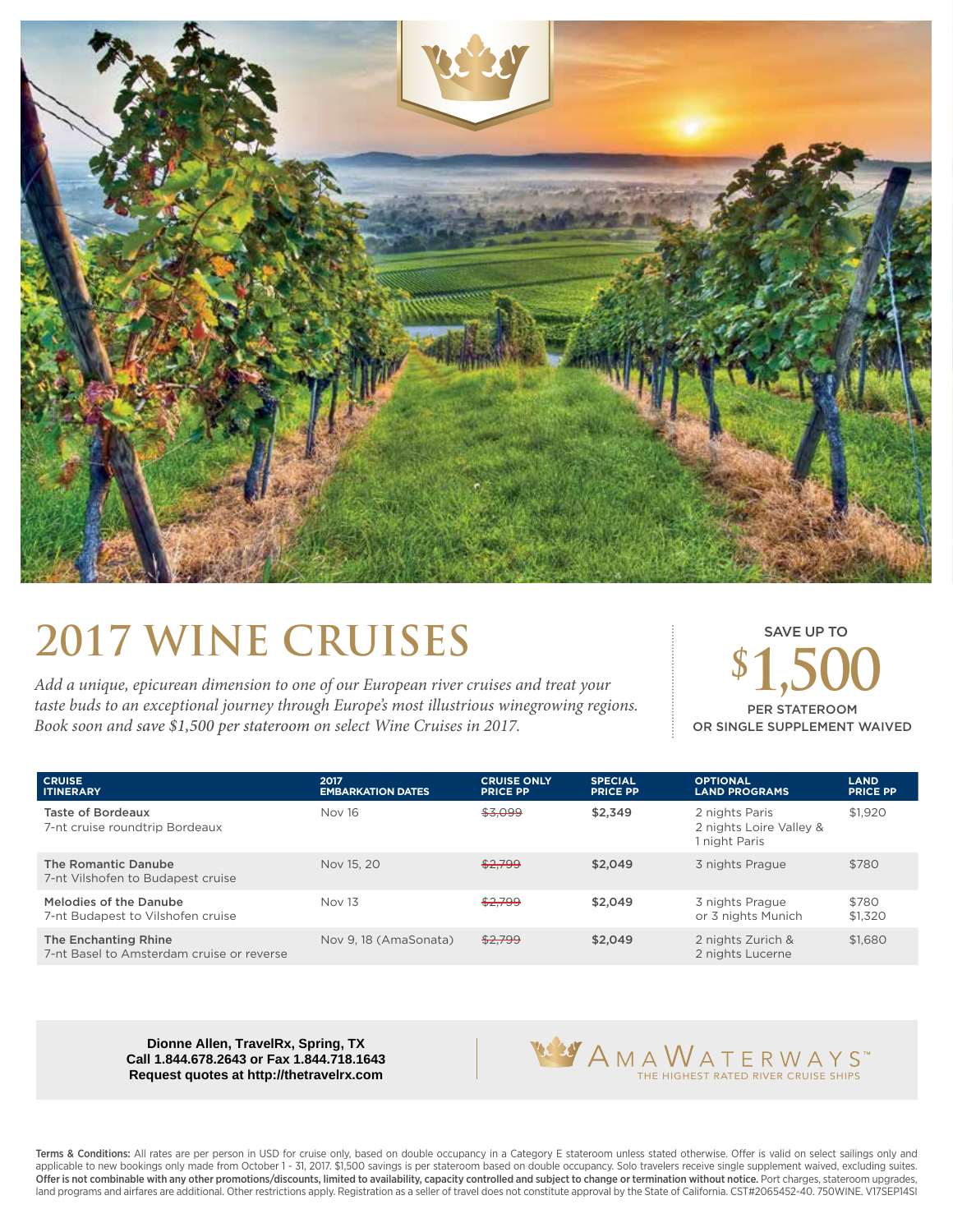# 2017 WINE CRUISES

*Add a unique, epicurean dimension to one of our European river cruises and treat your taste buds to an exceptional journey through Europe's most illustrious winegrowing regions. Book soon and save $1,500 per stateroom on select Wine Cruises in 2017.*

SAVE UP TO
**$1,500**
PER STATEROOM
OR SINGLE SUPPLEMENT WAIVED

| CRUISE ITINERARY | 2017 EMBARKATION DATES | CRUISE ONLY PRICE PP | SPECIAL PRICE PP | OPTIONAL LAND PROGRAMS | LAND PRICE PP |
|---|---|---|---|---|---|
| The Taste of Bordeaux<br>7-nt cruise roundtrip Bordeaux | Nov 16 | ~~$3,099~~ | **$2,349** | 2 nights Paris<br>2 nights Loire Valley &<br>1 night Paris | $1,920 |
| The Romantic Danube<br>7-nt Vilshofen to Budapest cruise | Nov 15, 20 | ~~$2,799~~ | **$2,049** | 3 nights Prague | $780 |
| Melodies of the Danube<br>7-nt Budapest to Vilshofen cruise | Nov 13 | ~~$2,799~~ | **$2,049** | 3 nights Prague<br>or 3 nights Munich | $780<br>$1,320 |
| The Enchanting Rhine<br>7-nt Basel to Amsterdam cruise or reverse | Nov 9, 18 (AmaSonata) | ~~$2,799~~ | **$2,049** | 2 nights Zurich &<br>2 nights Lucerne | $1,680 |

**Dionne Allen, TravelRx, Spring, TX**
**Call 1.844.678.2643 or Fax 1.844.718.1643**
**Request quotes at http://thetravelrx.com**

AMAWATERWAYS™
THE HIGHEST RATED RIVER CRUISE SHIPS

**Terms & Conditions:** All rates are per person in USD for cruise only, based on double occupancy in a Category E stateroom unless stated otherwise. Offer is valid on select sailings only and applicable to new bookings only made from October 1 - 31, 2017. $1,500 savings is per stateroom based on double occupancy. Solo travelers receive single supplement waived, excluding suites. **Offer is not combinable with any other promotions/discounts, limited to availability, capacity controlled and subject to change or termination without notice.** Port charges, stateroom upgrades, land programs and airfares are additional. Other restrictions apply. Registration as a seller of travel does not constitute approval by the State of California. CST#2065452-40. 750WINE. V17SEP14SI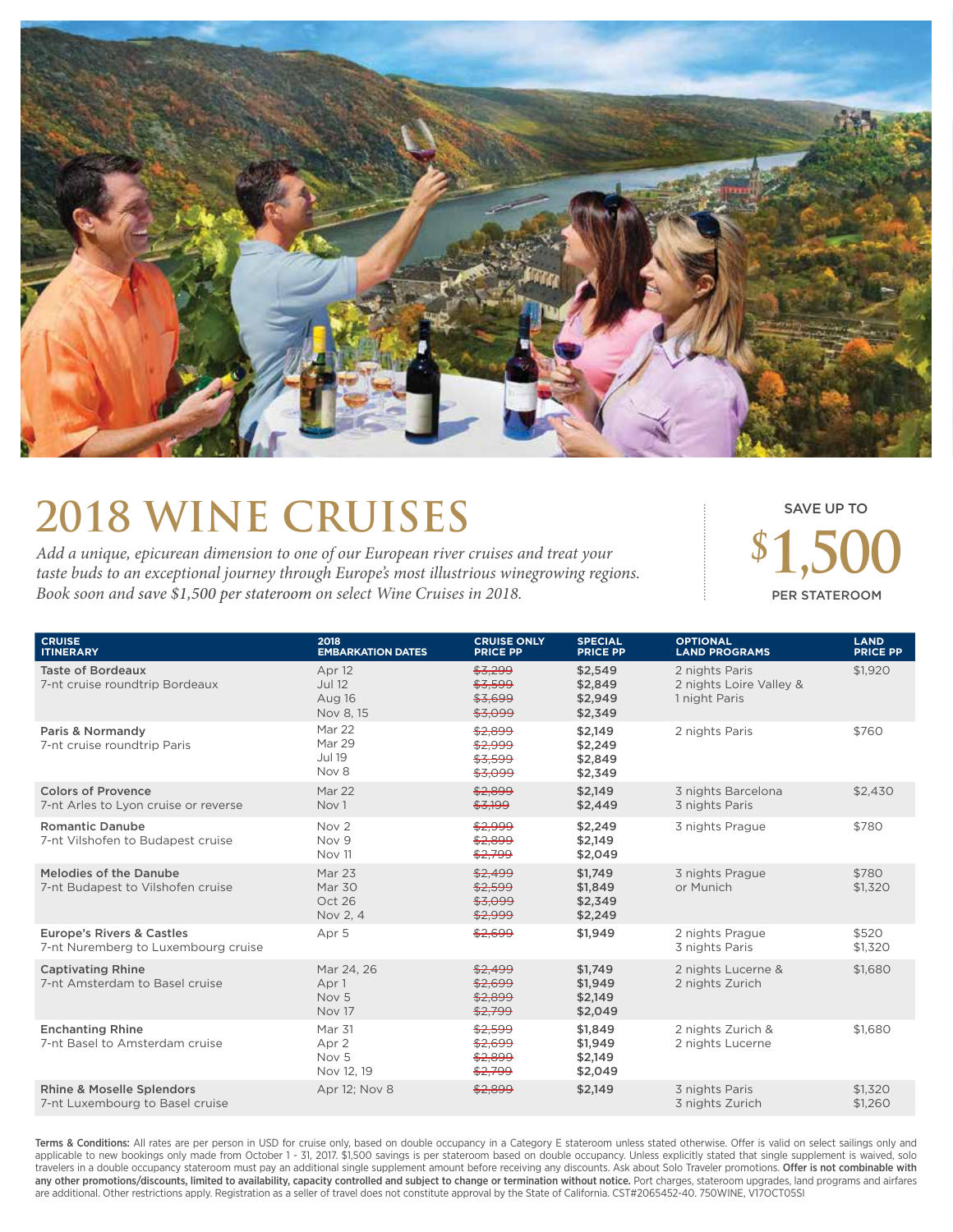# 2018 WINE CRUISES

*Add a unique, epicurean dimension to one of our European river cruises and treat your taste buds to an exceptional journey through Europe's most illustrious winegrowing regions. Book soon and save $1,500 per stateroom on select Wine Cruises in 2018.*

SAVE UP TO **$1,500** PER STATEROOM

| CRUISE ITINERARY | 2018 EMBARKATION DATES | CRUISE ONLY PRICE PP | SPECIAL PRICE PP | OPTIONAL LAND PROGRAMS | LAND PRICE PP |
|---|---|---|---|---|---|
| **Taste of Bordeaux**<br>7-nt cruise roundtrip Bordeaux | Apr 12<br>Jul 12<br>Aug 16<br>Nov 8, 15 | ~~$3,299~~<br>~~$3,599~~<br>~~$3,699~~<br>~~$3,099~~ | $2,549<br>$2,849<br>$2,949<br>$2,349 | 2 nights Paris<br>2 nights Loire Valley & 1 night Paris | $1,920 |
| **Paris & Normandy**<br>7-nt cruise roundtrip Paris | Mar 22<br>Mar 29<br>Jul 19<br>Nov 8 | ~~$2,899~~<br>~~$2,999~~<br>~~$3,599~~<br>~~$3,099~~ | $2,149<br>$2,249<br>$2,849<br>$2,349 | 2 nights Paris | $760 |
| **Colors of Provence**<br>7-nt Arles to Lyon cruise or reverse | Mar 22<br>Nov 1 | ~~$2,899~~<br>~~$3,199~~ | $2,149<br>$2,449 | 3 nights Barcelona<br>3 nights Paris | $2,430 |
| **Romantic Danube**<br>7-nt Vilshofen to Budapest cruise | Nov 2<br>Nov 9<br>Nov 11 | ~~$2,999~~<br>~~$2,899~~<br>~~$2,799~~ | $2,249<br>$2,149<br>$2,049 | 3 nights Prague | $780 |
| **Melodies of the Danube**<br>7-nt Budapest to Vilshofen cruise | Mar 23<br>Mar 30<br>Oct 26<br>Nov 2, 4 | ~~$2,499~~<br>~~$2,599~~<br>~~$3,099~~<br>~~$2,999~~ | $1,749<br>$1,849<br>$2,349<br>$2,249 | 3 nights Prague<br>or Munich | $780<br>$1,320 |
| **Europe's Rivers & Castles**<br>7-nt Nuremberg to Luxembourg cruise | Apr 5 | ~~$2,699~~ | $1,949 | 2 nights Prague<br>3 nights Paris | $520<br>$1,320 |
| **Captivating Rhine**<br>7-nt Amsterdam to Basel cruise | Mar 24, 26<br>Apr 1<br>Nov 5<br>Nov 17 | ~~$2,499~~<br>~~$2,699~~<br>~~$2,899~~<br>~~$2,799~~ | $1,749<br>$1,949<br>$2,149<br>$2,049 | 2 nights Lucerne & 2 nights Zurich | $1,680 |
| **Enchanting Rhine**<br>7-nt Basel to Amsterdam cruise | Mar 31<br>Apr 2<br>Nov 5<br>Nov 12, 19 | ~~$2,599~~<br>~~$2,699~~<br>~~$2,899~~<br>~~$2,799~~ | $1,849<br>$1,949<br>$2,149<br>$2,049 | 2 nights Zurich & 2 nights Lucerne | $1,680 |
| **Rhine & Moselle Splendors**<br>7-nt Luxembourg to Basel cruise | Apr 12; Nov 8 | ~~$2,899~~ | $2,149 | 3 nights Paris<br>3 nights Zurich | $1,320<br>$1,260 |

**Terms & Conditions:** All rates are per person in USD for cruise only, based on double occupancy in a Category E stateroom unless stated otherwise. Offer is valid on select sailings only and applicable to new bookings only made from October 1 - 31, 2017. $1,500 savings is per stateroom based on double occupancy. Unless explicitly stated that single supplement is waived, solo travelers in a double occupancy stateroom must pay an additional single supplement amount before receiving any discounts. Ask about Solo Traveler promotions. **Offer is not combinable with any other promotions/discounts, limited to availability, capacity controlled and subject to change or termination without notice.** Port charges, stateroom upgrades, land programs and airfares are additional. Other restrictions apply. Registration as a seller of travel does not constitute approval by the State of California. CST#2065452-40. 750WINE, V17OCT05SI